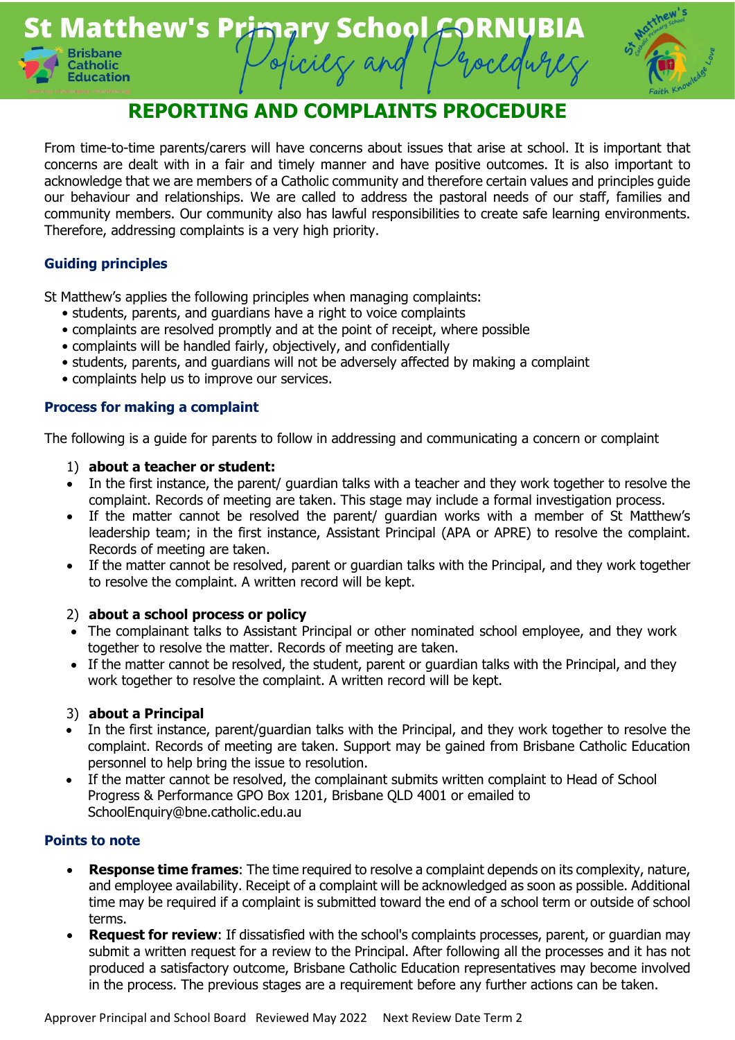# St Matthew's Primary School CORNUBIA

Policies and Procedures

## REPORTING AND COMPLAINTS PROCEDURE

From time-to-time parents/carers will have concerns about issues that arise at school. It is important that concerns are dealt with in a fair and timely manner and have positive outcomes. It is also important to acknowledge that we are members of a Catholic community and therefore certain values and principles guide our behaviour and relationships. We are called to address the pastoral needs of our staff, families and community members. Our community also has lawful responsibilities to create safe learning environments. Therefore, addressing complaints is a very high priority.

### Guiding principles

St Matthew's applies the following principles when managing complaints:

- students, parents, and guardians have a right to voice complaints
- complaints are resolved promptly and at the point of receipt, where possible
- complaints will be handled fairly, objectively, and confidentially
- students, parents, and guardians will not be adversely affected by making a complaint
- complaints help us to improve our services.

### Process for making a complaint

The following is a guide for parents to follow in addressing and communicating a concern or complaint

1) **about a teacher or student:**

- In the first instance, the parent/ guardian talks with a teacher and they work together to resolve the complaint. Records of meeting are taken. This stage may include a formal investigation process.
- If the matter cannot be resolved the parent/ guardian works with a member of St Matthew's leadership team; in the first instance, Assistant Principal (APA or APRE) to resolve the complaint. Records of meeting are taken.
- If the matter cannot be resolved, parent or guardian talks with the Principal, and they work together to resolve the complaint. A written record will be kept.

2) **about a school process or policy**

- The complainant talks to Assistant Principal or other nominated school employee, and they work together to resolve the matter. Records of meeting are taken.
- If the matter cannot be resolved, the student, parent or guardian talks with the Principal, and they work together to resolve the complaint. A written record will be kept.

3) **about a Principal**

- In the first instance, parent/guardian talks with the Principal, and they work together to resolve the complaint. Records of meeting are taken. Support may be gained from Brisbane Catholic Education personnel to help bring the issue to resolution.
- If the matter cannot be resolved, the complainant submits written complaint to Head of School Progress & Performance GPO Box 1201, Brisbane QLD 4001 or emailed to SchoolEnquiry@bne.catholic.edu.au

### Points to note

- **Response time frames**: The time required to resolve a complaint depends on its complexity, nature, and employee availability. Receipt of a complaint will be acknowledged as soon as possible. Additional time may be required if a complaint is submitted toward the end of a school term or outside of school terms.
- **Request for review**: If dissatisfied with the school's complaints processes, parent, or guardian may submit a written request for a review to the Principal. After following all the processes and it has not produced a satisfactory outcome, Brisbane Catholic Education representatives may become involved in the process. The previous stages are a requirement before any further actions can be taken.

Approver Principal and School Board  Reviewed May 2022  Next Review Date Term 2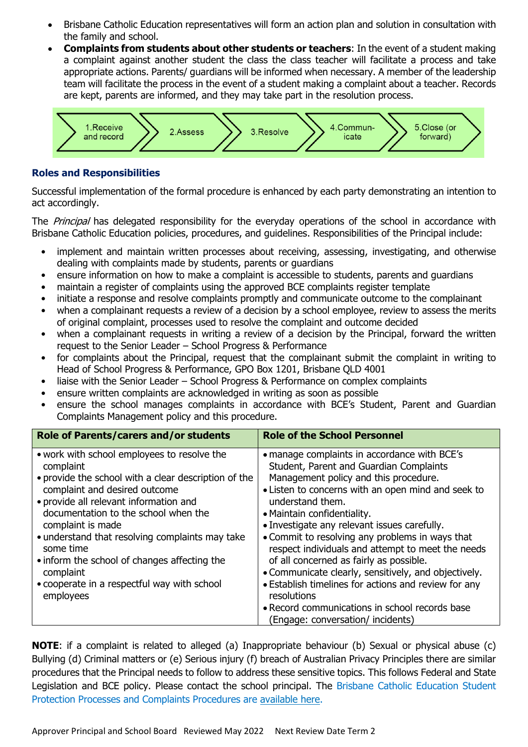- Brisbane Catholic Education representatives will form an action plan and solution in consultation with the family and school.
- **Complaints from students about other students or teachers**: In the event of a student making a complaint against another student the class the class teacher will facilitate a process and take appropriate actions. Parents/ guardians will be informed when necessary. A member of the leadership team will facilitate the process in the event of a student making a complaint about a teacher. Records are kept, parents are informed, and they may take part in the resolution process.

1.Receive and record → 2.Assess → 3.Resolve → 4.Communicate → 5.Close (or forward)

### Roles and Responsibilities

Successful implementation of the formal procedure is enhanced by each party demonstrating an intention to act accordingly.

The *Principal* has delegated responsibility for the everyday operations of the school in accordance with Brisbane Catholic Education policies, procedures, and guidelines. Responsibilities of the Principal include:

- implement and maintain written processes about receiving, assessing, investigating, and otherwise dealing with complaints made by students, parents or guardians
- ensure information on how to make a complaint is accessible to students, parents and guardians
- maintain a register of complaints using the approved BCE complaints register template
- initiate a response and resolve complaints promptly and communicate outcome to the complainant
- when a complainant requests a review of a decision by a school employee, review to assess the merits of original complaint, processes used to resolve the complaint and outcome decided
- when a complainant requests in writing a review of a decision by the Principal, forward the written request to the Senior Leader – School Progress & Performance
- for complaints about the Principal, request that the complainant submit the complaint in writing to Head of School Progress & Performance, GPO Box 1201, Brisbane QLD 4001
- liaise with the Senior Leader – School Progress & Performance on complex complaints
- ensure written complaints are acknowledged in writing as soon as possible
- ensure the school manages complaints in accordance with BCE's Student, Parent and Guardian Complaints Management policy and this procedure.

| Role of Parents/carers and/or students | Role of the School Personnel |
|---|---|
| • work with school employees to resolve the complaint<br>• provide the school with a clear description of the complaint and desired outcome<br>• provide all relevant information and documentation to the school when the complaint is made<br>• understand that resolving complaints may take some time<br>• inform the school of changes affecting the complaint<br>• cooperate in a respectful way with school employees | • manage complaints in accordance with BCE's Student, Parent and Guardian Complaints Management policy and this procedure.<br>• Listen to concerns with an open mind and seek to understand them.<br>• Maintain confidentiality.<br>• Investigate any relevant issues carefully.<br>• Commit to resolving any problems in ways that respect individuals and attempt to meet the needs of all concerned as fairly as possible.<br>• Communicate clearly, sensitively, and objectively.<br>• Establish timelines for actions and review for any resolutions<br>• Record communications in school records base (Engage: conversation/ incidents) |

**NOTE**: if a complaint is related to alleged (a) Inappropriate behaviour (b) Sexual or physical abuse (c) Bullying (d) Criminal matters or (e) Serious injury (f) breach of Australian Privacy Principles there are similar procedures that the Principal needs to follow to address these sensitive topics. This follows Federal and State Legislation and BCE policy. Please contact the school principal. The Brisbane Catholic Education Student Protection Processes and Complaints Procedures are available here.

Approver Principal and School Board Reviewed May 2022 Next Review Date Term 2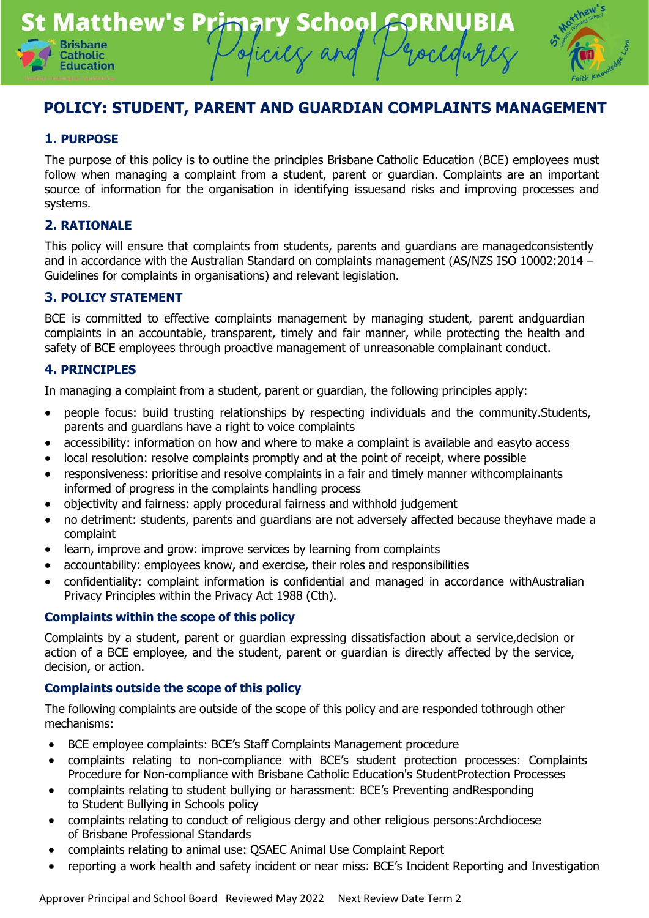# POLICY: STUDENT, PARENT AND GUARDIAN COMPLAINTS MANAGEMENT

## 1. PURPOSE

The purpose of this policy is to outline the principles Brisbane Catholic Education (BCE) employees must follow when managing a complaint from a student, parent or guardian. Complaints are an important source of information for the organisation in identifying issuesand risks and improving processes and systems.

## 2. RATIONALE

This policy will ensure that complaints from students, parents and guardians are managedconsistently and in accordance with the Australian Standard on complaints management (AS/NZS ISO 10002:2014 – Guidelines for complaints in organisations) and relevant legislation.

## 3. POLICY STATEMENT

BCE is committed to effective complaints management by managing student, parent andguardian complaints in an accountable, transparent, timely and fair manner, while protecting the health and safety of BCE employees through proactive management of unreasonable complainant conduct.

## 4. PRINCIPLES

In managing a complaint from a student, parent or guardian, the following principles apply:

- people focus: build trusting relationships by respecting individuals and the community.Students, parents and guardians have a right to voice complaints
- accessibility: information on how and where to make a complaint is available and easyto access
- local resolution: resolve complaints promptly and at the point of receipt, where possible
- responsiveness: prioritise and resolve complaints in a fair and timely manner withcomplainants informed of progress in the complaints handling process
- objectivity and fairness: apply procedural fairness and withhold judgement
- no detriment: students, parents and guardians are not adversely affected because theyhave made a complaint
- learn, improve and grow: improve services by learning from complaints
- accountability: employees know, and exercise, their roles and responsibilities
- confidentiality: complaint information is confidential and managed in accordance withAustralian Privacy Principles within the Privacy Act 1988 (Cth).

### Complaints within the scope of this policy

Complaints by a student, parent or guardian expressing dissatisfaction about a service,decision or action of a BCE employee, and the student, parent or guardian is directly affected by the service, decision, or action.

### Complaints outside the scope of this policy

The following complaints are outside of the scope of this policy and are responded tothrough other mechanisms:

- BCE employee complaints: BCE's Staff Complaints Management procedure
- complaints relating to non-compliance with BCE's student protection processes: Complaints Procedure for Non-compliance with Brisbane Catholic Education's StudentProtection Processes
- complaints relating to student bullying or harassment: BCE's Preventing andResponding to Student Bullying in Schools policy
- complaints relating to conduct of religious clergy and other religious persons:Archdiocese of Brisbane Professional Standards
- complaints relating to animal use: QSAEC Animal Use Complaint Report
- reporting a work health and safety incident or near miss: BCE's Incident Reporting and Investigation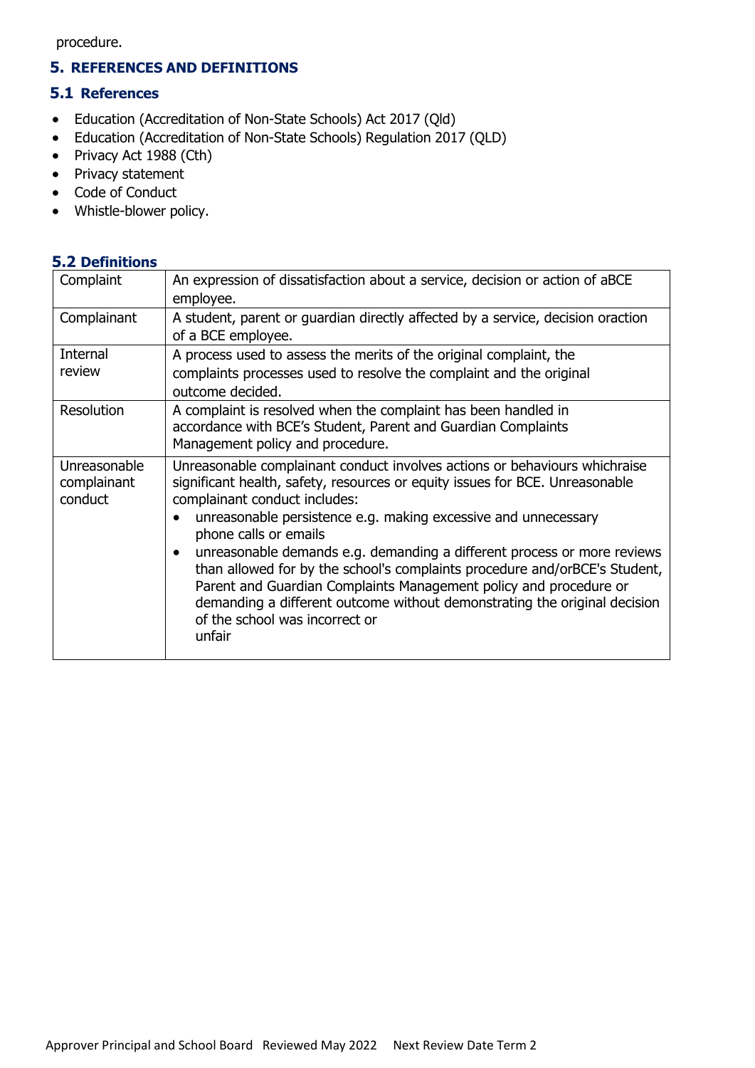procedure.

## 5. REFERENCES AND DEFINITIONS

### 5.1 References

- Education (Accreditation of Non-State Schools) Act 2017 (Qld)
- Education (Accreditation of Non-State Schools) Regulation 2017 (QLD)
- Privacy Act 1988 (Cth)
- Privacy statement
- Code of Conduct
- Whistle-blower policy.

### 5.2 Definitions

| | |
|---|---|
| Complaint | An expression of dissatisfaction about a service, decision or action of aBCE employee. |
| Complainant | A student, parent or guardian directly affected by a service, decision oraction of a BCE employee. |
| Internal review | A process used to assess the merits of the original complaint, the complaints processes used to resolve the complaint and the original outcome decided. |
| Resolution | A complaint is resolved when the complaint has been handled in accordance with BCE's Student, Parent and Guardian Complaints Management policy and procedure. |
| Unreasonable complainant conduct | Unreasonable complainant conduct involves actions or behaviours whichraise significant health, safety, resources or equity issues for BCE. Unreasonable complainant conduct includes:<br>• unreasonable persistence e.g. making excessive and unnecessary phone calls or emails<br>• unreasonable demands e.g. demanding a different process or more reviews than allowed for by the school's complaints procedure and/orBCE's Student, Parent and Guardian Complaints Management policy and procedure or demanding a different outcome without demonstrating the original decision of the school was incorrect or unfair |

Approver Principal and School Board Reviewed May 2022 Next Review Date Term 2